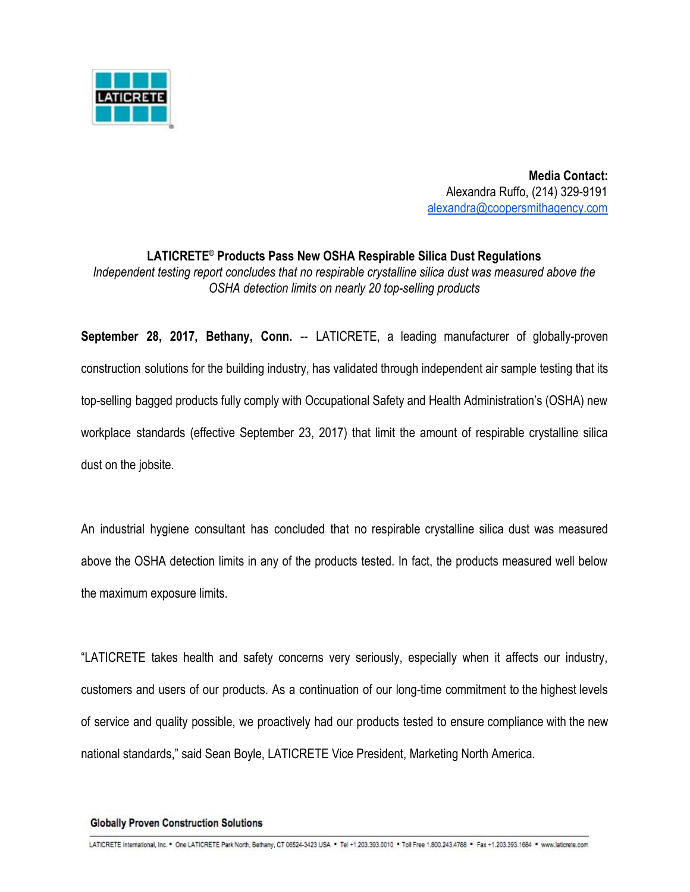**Media Contact:**
Alexandra Ruffo, (214) 329-9191
alexandra@coopersmithagency.com

# LATICRETE® Products Pass New OSHA Respirable Silica Dust Regulations

*Independent testing report concludes that no respirable crystalline silica dust was measured above the OSHA detection limits on nearly 20 top-selling products*

**September 28, 2017, Bethany, Conn.** -- LATICRETE, a leading manufacturer of globally-proven construction solutions for the building industry, has validated through independent air sample testing that its top-selling bagged products fully comply with Occupational Safety and Health Administration's (OSHA) new workplace standards (effective September 23, 2017) that limit the amount of respirable crystalline silica dust on the jobsite.

An industrial hygiene consultant has concluded that no respirable crystalline silica dust was measured above the OSHA detection limits in any of the products tested. In fact, the products measured well below the maximum exposure limits.

"LATICRETE takes health and safety concerns very seriously, especially when it affects our industry, customers and users of our products. As a continuation of our long-time commitment to the highest levels of service and quality possible, we proactively had our products tested to ensure compliance with the new national standards," said Sean Boyle, LATICRETE Vice President, Marketing North America.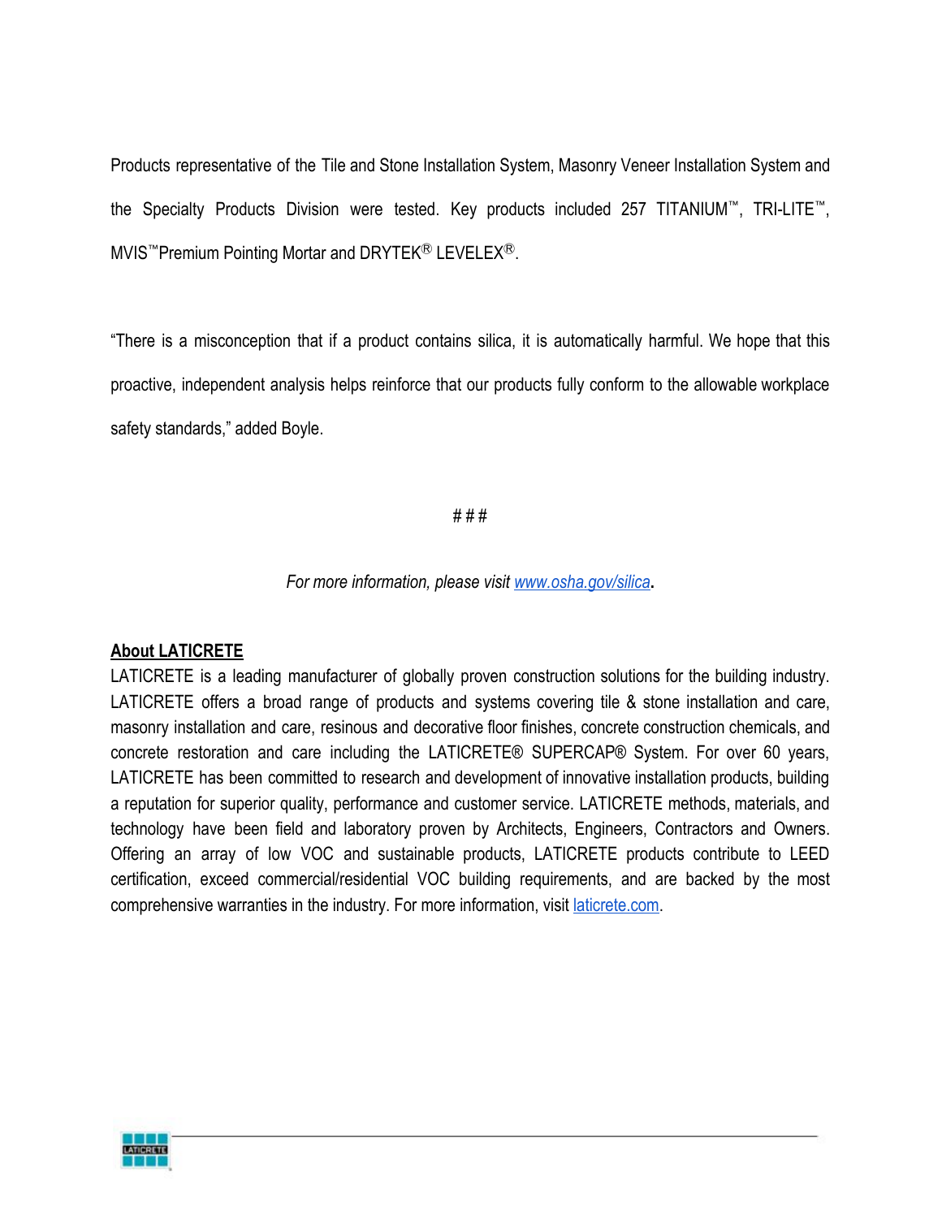Products representative of the Tile and Stone Installation System, Masonry Veneer Installation System and the Specialty Products Division were tested. Key products included 257 TITANIUM™, TRI-LITE™, MVIS™Premium Pointing Mortar and DRYTEK® LEVELEX®.

"There is a misconception that if a product contains silica, it is automatically harmful. We hope that this proactive, independent analysis helps reinforce that our products fully conform to the allowable workplace safety standards," added Boyle.

###

*For more information, please visit [www.osha.gov/silica](http://www.osha.gov/silica)*.

**About LATICRETE**

LATICRETE is a leading manufacturer of globally proven construction solutions for the building industry. LATICRETE offers a broad range of products and systems covering tile & stone installation and care, masonry installation and care, resinous and decorative floor finishes, concrete construction chemicals, and concrete restoration and care including the LATICRETE® SUPERCAP® System. For over 60 years, LATICRETE has been committed to research and development of innovative installation products, building a reputation for superior quality, performance and customer service. LATICRETE methods, materials, and technology have been field and laboratory proven by Architects, Engineers, Contractors and Owners. Offering an array of low VOC and sustainable products, LATICRETE products contribute to LEED certification, exceed commercial/residential VOC building requirements, and are backed by the most comprehensive warranties in the industry. For more information, visit [laticrete.com](http://laticrete.com).